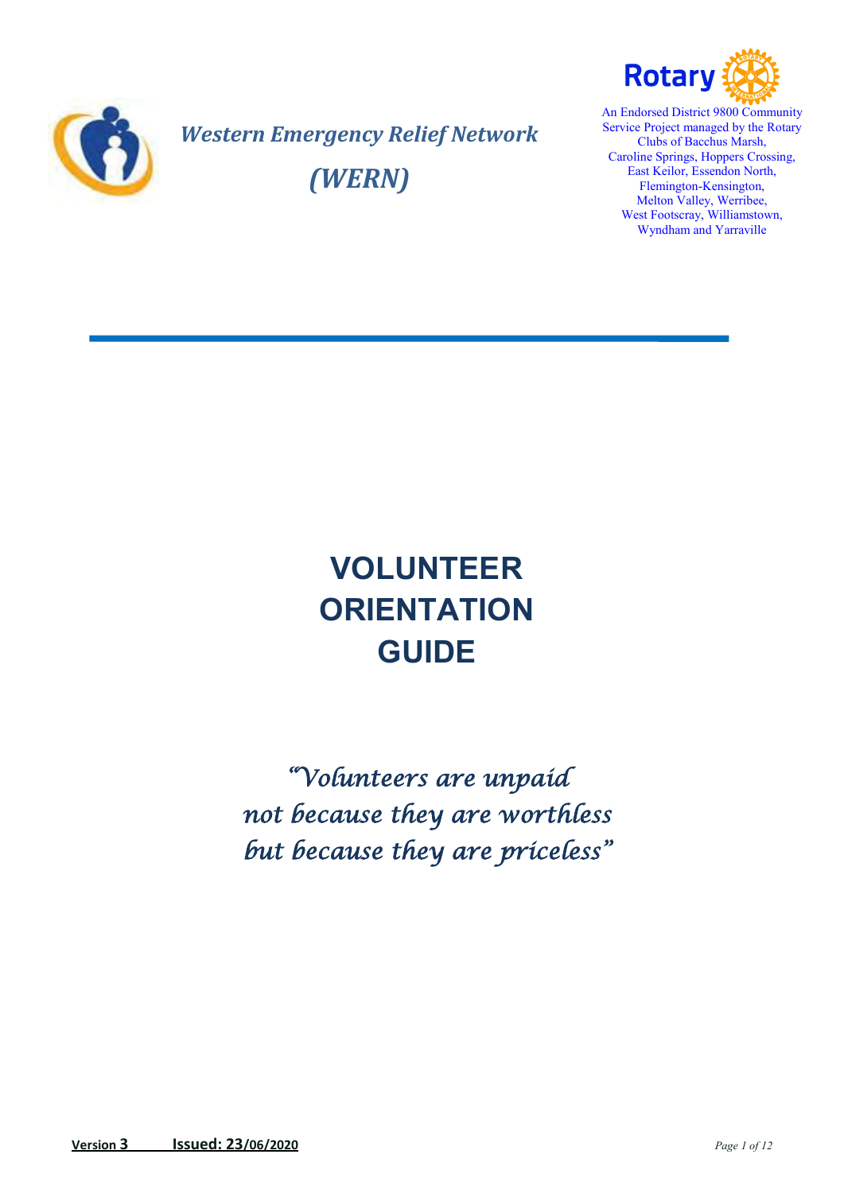*Western Emergency Relief Network*

*(WERN)*

Rotary

An Endorsed District 9800 Community Service Project managed by the Rotary Clubs of Bacchus Marsh, Caroline Springs, Hoppers Crossing, East Keilor, Essendon North, Flemington-Kensington, Melton Valley, Werribee, West Footscray, Williamstown, Wyndham and Yarraville

# VOLUNTEER ORIENTATION GUIDE

*"Volunteers are unpaid not because they are worthless but because they are priceless"*

**Version 3 Issued: 23/06/2020**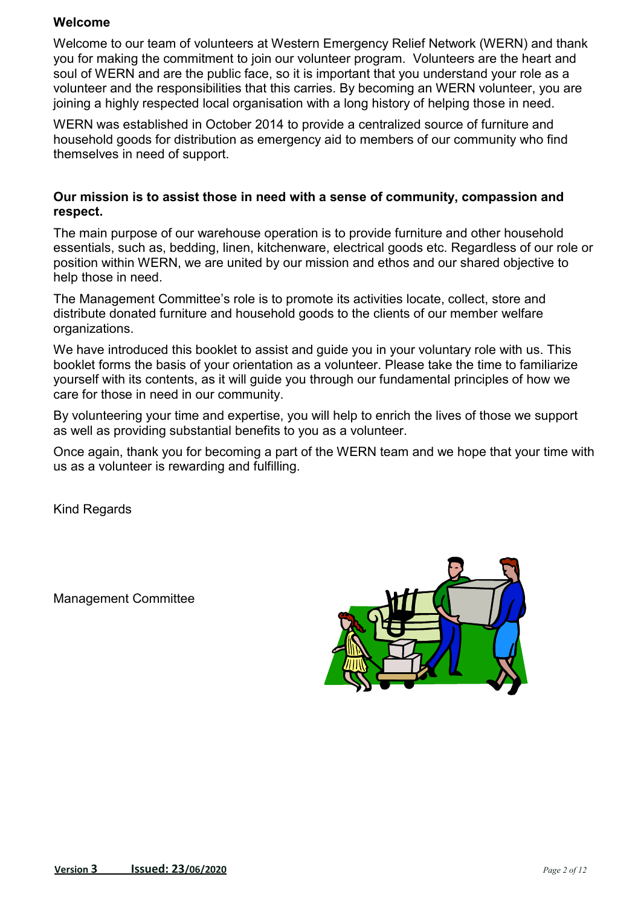## Welcome

Welcome to our team of volunteers at Western Emergency Relief Network (WERN) and thank you for making the commitment to join our volunteer program. Volunteers are the heart and soul of WERN and are the public face, so it is important that you understand your role as a volunteer and the responsibilities that this carries. By becoming an WERN volunteer, you are joining a highly respected local organisation with a long history of helping those in need.

WERN was established in October 2014 to provide a centralized source of furniture and household goods for distribution as emergency aid to members of our community who find themselves in need of support.

**Our mission is to assist those in need with a sense of community, compassion and respect.**

The main purpose of our warehouse operation is to provide furniture and other household essentials, such as, bedding, linen, kitchenware, electrical goods etc. Regardless of our role or position within WERN, we are united by our mission and ethos and our shared objective to help those in need.

The Management Committee's role is to promote its activities locate, collect, store and distribute donated furniture and household goods to the clients of our member welfare organizations.

We have introduced this booklet to assist and guide you in your voluntary role with us. This booklet forms the basis of your orientation as a volunteer. Please take the time to familiarize yourself with its contents, as it will guide you through our fundamental principles of how we care for those in need in our community.

By volunteering your time and expertise, you will help to enrich the lives of those we support as well as providing substantial benefits to you as a volunteer.

Once again, thank you for becoming a part of the WERN team and we hope that your time with us as a volunteer is rewarding and fulfilling.

Kind Regards

Management Committee

**Version 3 Issued: 23/06/2020**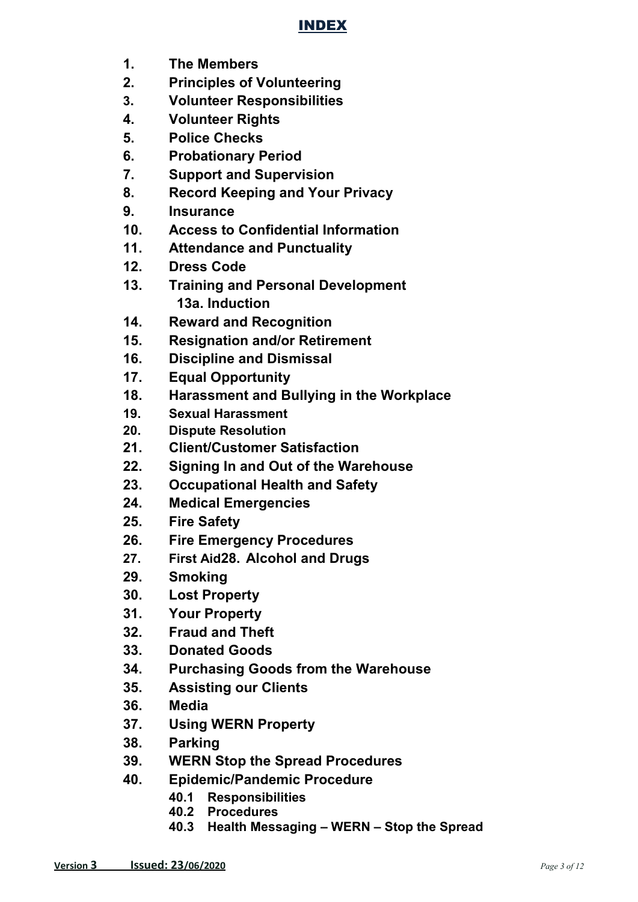# INDEX

1. **The Members**
2. **Principles of Volunteering**
3. **Volunteer Responsibilities**
4. **Volunteer Rights**
5. **Police Checks**
6. **Probationary Period**
7. **Support and Supervision**
8. **Record Keeping and Your Privacy**
9. **Insurance**
10. **Access to Confidential Information**
11. **Attendance and Punctuality**
12. **Dress Code**
13. **Training and Personal Development**
    **13a. Induction**
14. **Reward and Recognition**
15. **Resignation and/or Retirement**
16. **Discipline and Dismissal**
17. **Equal Opportunity**
18. **Harassment and Bullying in the Workplace**
19. **Sexual Harassment**
20. **Dispute Resolution**
21. **Client/Customer Satisfaction**
22. **Signing In and Out of the Warehouse**
23. **Occupational Health and Safety**
24. **Medical Emergencies**
25. **Fire Safety**
26. **Fire Emergency Procedures**
27. **First Aid28. Alcohol and Drugs**
29. **Smoking**
30. **Lost Property**
31. **Your Property**
32. **Fraud and Theft**
33. **Donated Goods**
34. **Purchasing Goods from the Warehouse**
35. **Assisting our Clients**
36. **Media**
37. **Using WERN Property**
38. **Parking**
39. **WERN Stop the Spread Procedures**
40. **Epidemic/Pandemic Procedure**
    - **40.1 Responsibilities**
    - **40.2 Procedures**
    - **40.3 Health Messaging – WERN – Stop the Spread**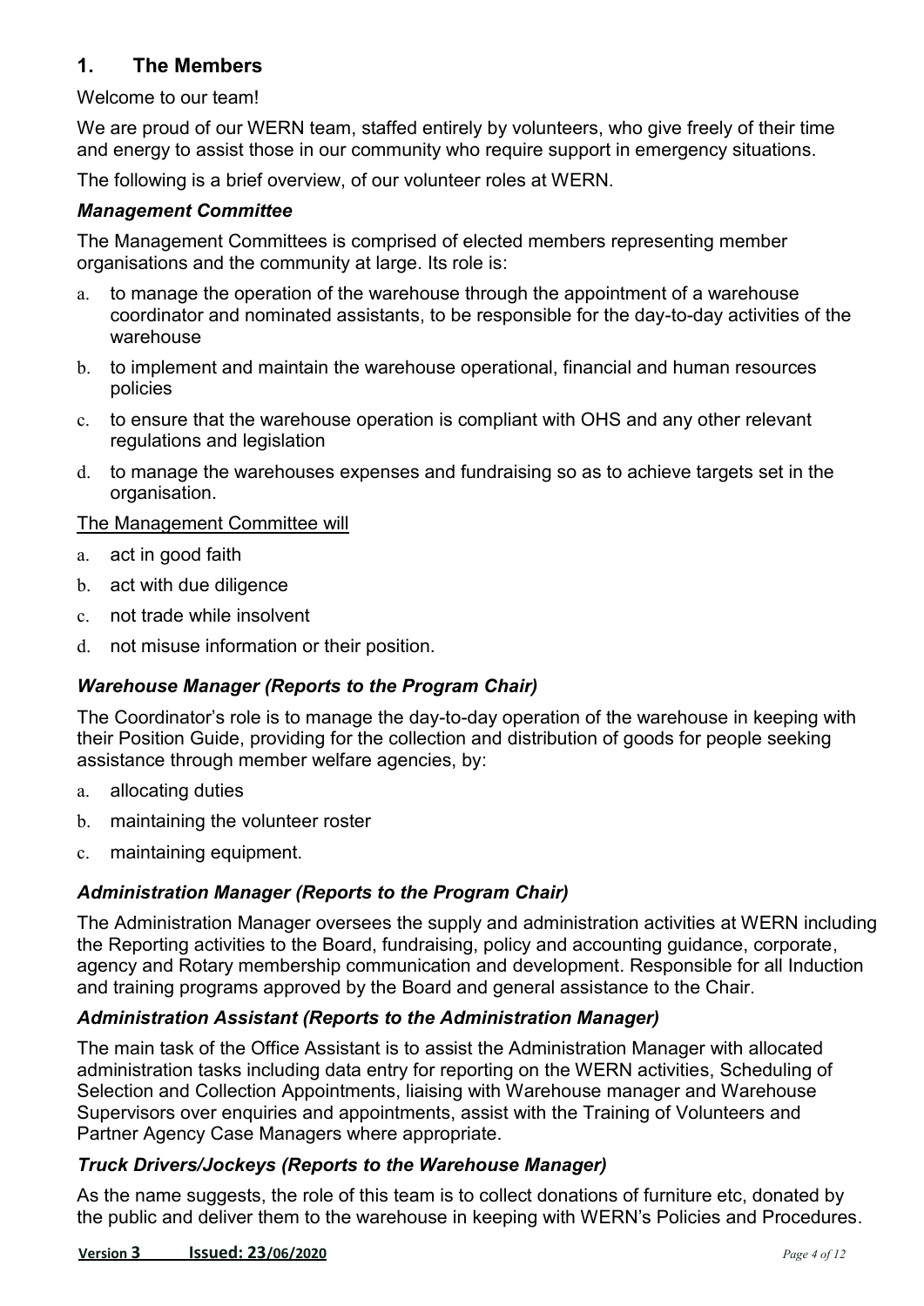## 1. The Members

Welcome to our team!

We are proud of our WERN team, staffed entirely by volunteers, who give freely of their time and energy to assist those in our community who require support in emergency situations.

The following is a brief overview, of our volunteer roles at WERN.

### *Management Committee*

The Management Committees is comprised of elected members representing member organisations and the community at large. Its role is:

a. to manage the operation of the warehouse through the appointment of a warehouse coordinator and nominated assistants, to be responsible for the day-to-day activities of the warehouse
b. to implement and maintain the warehouse operational, financial and human resources policies
c. to ensure that the warehouse operation is compliant with OHS and any other relevant regulations and legislation
d. to manage the warehouses expenses and fundraising so as to achieve targets set in the organisation.

The Management Committee will

a. act in good faith
b. act with due diligence
c. not trade while insolvent
d. not misuse information or their position.

### *Warehouse Manager (Reports to the Program Chair)*

The Coordinator's role is to manage the day-to-day operation of the warehouse in keeping with their Position Guide, providing for the collection and distribution of goods for people seeking assistance through member welfare agencies, by:

a. allocating duties
b. maintaining the volunteer roster
c. maintaining equipment.

### *Administration Manager (Reports to the Program Chair)*

The Administration Manager oversees the supply and administration activities at WERN including the Reporting activities to the Board, fundraising, policy and accounting guidance, corporate, agency and Rotary membership communication and development. Responsible for all Induction and training programs approved by the Board and general assistance to the Chair.

### *Administration Assistant (Reports to the Administration Manager)*

The main task of the Office Assistant is to assist the Administration Manager with allocated administration tasks including data entry for reporting on the WERN activities, Scheduling of Selection and Collection Appointments, liaising with Warehouse manager and Warehouse Supervisors over enquiries and appointments, assist with the Training of Volunteers and Partner Agency Case Managers where appropriate.

### *Truck Drivers/Jockeys (Reports to the Warehouse Manager)*

As the name suggests, the role of this team is to collect donations of furniture etc, donated by the public and deliver them to the warehouse in keeping with WERN's Policies and Procedures.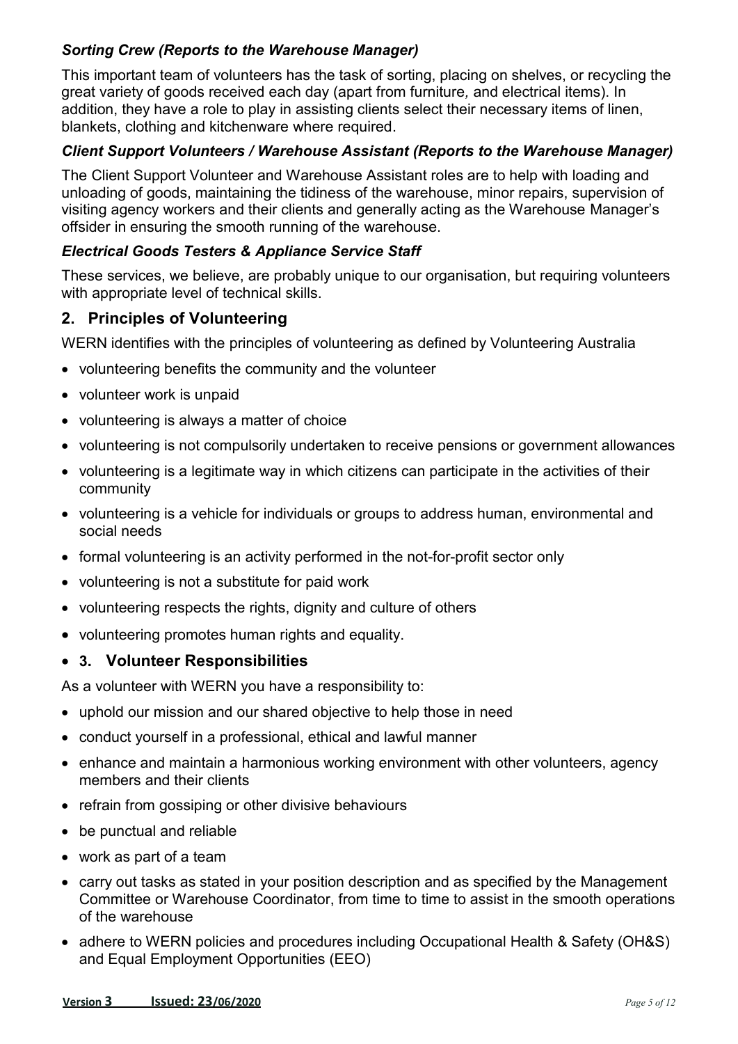### *Sorting Crew (Reports to the Warehouse Manager)*

This important team of volunteers has the task of sorting, placing on shelves, or recycling the great variety of goods received each day (apart from furniture*,* and electrical items). In addition, they have a role to play in assisting clients select their necessary items of linen, blankets, clothing and kitchenware where required.

### *Client Support Volunteers / Warehouse Assistant (Reports to the Warehouse Manager)*

The Client Support Volunteer and Warehouse Assistant roles are to help with loading and unloading of goods, maintaining the tidiness of the warehouse, minor repairs, supervision of visiting agency workers and their clients and generally acting as the Warehouse Manager's offsider in ensuring the smooth running of the warehouse.

### *Electrical Goods Testers & Appliance Service Staff*

These services, we believe, are probably unique to our organisation, but requiring volunteers with appropriate level of technical skills.

## 2. Principles of Volunteering

WERN identifies with the principles of volunteering as defined by Volunteering Australia

- volunteering benefits the community and the volunteer
- volunteer work is unpaid
- volunteering is always a matter of choice
- volunteering is not compulsorily undertaken to receive pensions or government allowances
- volunteering is a legitimate way in which citizens can participate in the activities of their community
- volunteering is a vehicle for individuals or groups to address human, environmental and social needs
- formal volunteering is an activity performed in the not-for-profit sector only
- volunteering is not a substitute for paid work
- volunteering respects the rights, dignity and culture of others
- volunteering promotes human rights and equality.

## 3. Volunteer Responsibilities

As a volunteer with WERN you have a responsibility to:

- uphold our mission and our shared objective to help those in need
- conduct yourself in a professional, ethical and lawful manner
- enhance and maintain a harmonious working environment with other volunteers, agency members and their clients
- refrain from gossiping or other divisive behaviours
- be punctual and reliable
- work as part of a team
- carry out tasks as stated in your position description and as specified by the Management Committee or Warehouse Coordinator, from time to time to assist in the smooth operations of the warehouse
- adhere to WERN policies and procedures including Occupational Health & Safety (OH&S) and Equal Employment Opportunities (EEO)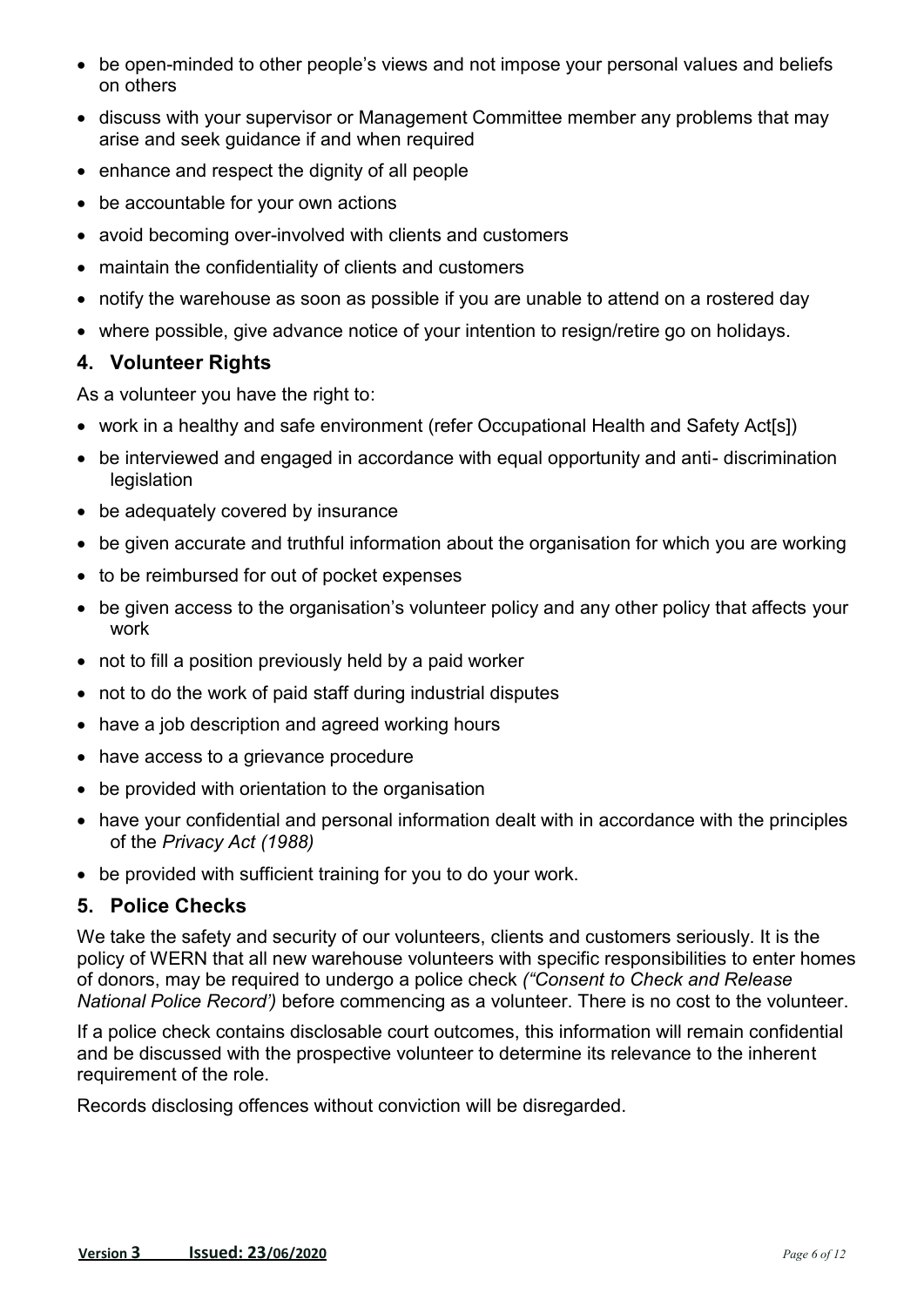- be open-minded to other people's views and not impose your personal values and beliefs on others
- discuss with your supervisor or Management Committee member any problems that may arise and seek guidance if and when required
- enhance and respect the dignity of all people
- be accountable for your own actions
- avoid becoming over-involved with clients and customers
- maintain the confidentiality of clients and customers
- notify the warehouse as soon as possible if you are unable to attend on a rostered day
- where possible, give advance notice of your intention to resign/retire go on holidays.

## 4. Volunteer Rights

As a volunteer you have the right to:

- work in a healthy and safe environment (refer Occupational Health and Safety Act[s])
- be interviewed and engaged in accordance with equal opportunity and anti- discrimination legislation
- be adequately covered by insurance
- be given accurate and truthful information about the organisation for which you are working
- to be reimbursed for out of pocket expenses
- be given access to the organisation's volunteer policy and any other policy that affects your work
- not to fill a position previously held by a paid worker
- not to do the work of paid staff during industrial disputes
- have a job description and agreed working hours
- have access to a grievance procedure
- be provided with orientation to the organisation
- have your confidential and personal information dealt with in accordance with the principles of the *Privacy Act (1988)*
- be provided with sufficient training for you to do your work.

## 5. Police Checks

We take the safety and security of our volunteers, clients and customers seriously. It is the policy of WERN that all new warehouse volunteers with specific responsibilities to enter homes of donors, may be required to undergo a police check *("Consent to Check and Release National Police Record')* before commencing as a volunteer. There is no cost to the volunteer.

If a police check contains disclosable court outcomes, this information will remain confidential and be discussed with the prospective volunteer to determine its relevance to the inherent requirement of the role.

Records disclosing offences without conviction will be disregarded.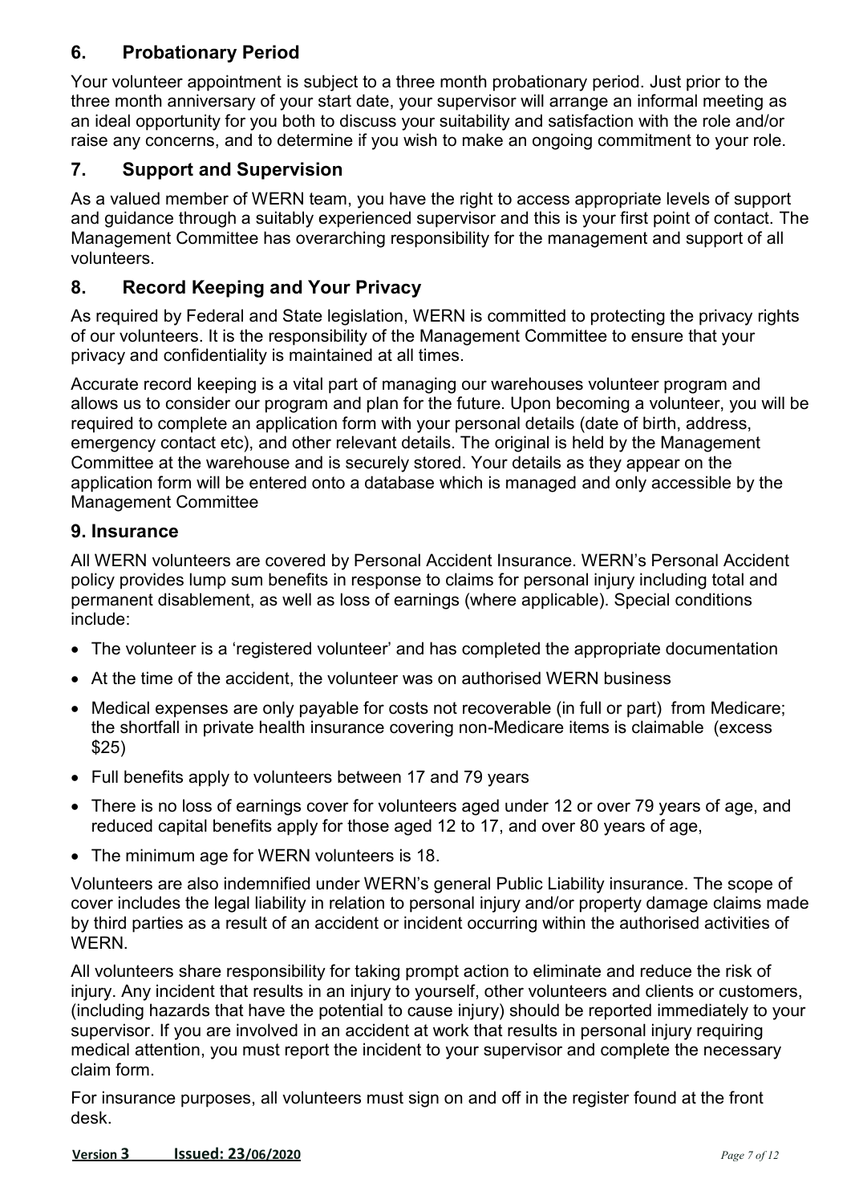## 6. Probationary Period

Your volunteer appointment is subject to a three month probationary period. Just prior to the three month anniversary of your start date, your supervisor will arrange an informal meeting as an ideal opportunity for you both to discuss your suitability and satisfaction with the role and/or raise any concerns, and to determine if you wish to make an ongoing commitment to your role.

## 7. Support and Supervision

As a valued member of WERN team, you have the right to access appropriate levels of support and guidance through a suitably experienced supervisor and this is your first point of contact. The Management Committee has overarching responsibility for the management and support of all volunteers.

## 8. Record Keeping and Your Privacy

As required by Federal and State legislation, WERN is committed to protecting the privacy rights of our volunteers. It is the responsibility of the Management Committee to ensure that your privacy and confidentiality is maintained at all times.

Accurate record keeping is a vital part of managing our warehouses volunteer program and allows us to consider our program and plan for the future. Upon becoming a volunteer, you will be required to complete an application form with your personal details (date of birth, address, emergency contact etc), and other relevant details. The original is held by the Management Committee at the warehouse and is securely stored. Your details as they appear on the application form will be entered onto a database which is managed and only accessible by the Management Committee

## 9. Insurance

All WERN volunteers are covered by Personal Accident Insurance. WERN's Personal Accident policy provides lump sum benefits in response to claims for personal injury including total and permanent disablement, as well as loss of earnings (where applicable). Special conditions include:

- The volunteer is a 'registered volunteer' and has completed the appropriate documentation
- At the time of the accident, the volunteer was on authorised WERN business
- Medical expenses are only payable for costs not recoverable (in full or part) from Medicare; the shortfall in private health insurance covering non-Medicare items is claimable (excess $25)
- Full benefits apply to volunteers between 17 and 79 years
- There is no loss of earnings cover for volunteers aged under 12 or over 79 years of age, and reduced capital benefits apply for those aged 12 to 17, and over 80 years of age,
- The minimum age for WERN volunteers is 18.

Volunteers are also indemnified under WERN's general Public Liability insurance. The scope of cover includes the legal liability in relation to personal injury and/or property damage claims made by third parties as a result of an accident or incident occurring within the authorised activities of WERN.

All volunteers share responsibility for taking prompt action to eliminate and reduce the risk of injury. Any incident that results in an injury to yourself, other volunteers and clients or customers, (including hazards that have the potential to cause injury) should be reported immediately to your supervisor. If you are involved in an accident at work that results in personal injury requiring medical attention, you must report the incident to your supervisor and complete the necessary claim form.

For insurance purposes, all volunteers must sign on and off in the register found at the front desk.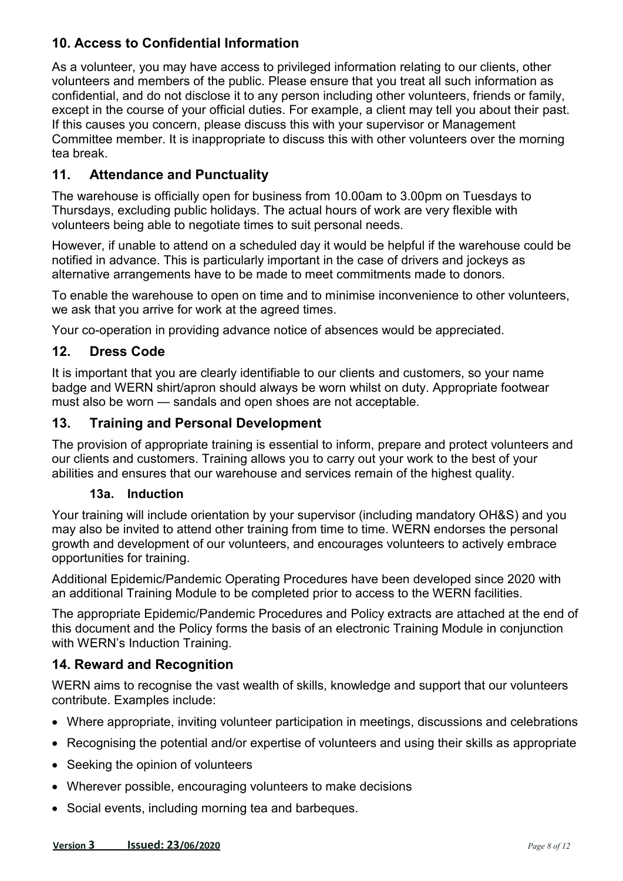## 10. Access to Confidential Information

As a volunteer, you may have access to privileged information relating to our clients, other volunteers and members of the public. Please ensure that you treat all such information as confidential, and do not disclose it to any person including other volunteers, friends or family, except in the course of your official duties. For example, a client may tell you about their past. If this causes you concern, please discuss this with your supervisor or Management Committee member. It is inappropriate to discuss this with other volunteers over the morning tea break.

## 11. Attendance and Punctuality

The warehouse is officially open for business from 10.00am to 3.00pm on Tuesdays to Thursdays, excluding public holidays. The actual hours of work are very flexible with volunteers being able to negotiate times to suit personal needs.

However, if unable to attend on a scheduled day it would be helpful if the warehouse could be notified in advance. This is particularly important in the case of drivers and jockeys as alternative arrangements have to be made to meet commitments made to donors.

To enable the warehouse to open on time and to minimise inconvenience to other volunteers, we ask that you arrive for work at the agreed times.

Your co-operation in providing advance notice of absences would be appreciated.

## 12. Dress Code

It is important that you are clearly identifiable to our clients and customers, so your name badge and WERN shirt/apron should always be worn whilst on duty. Appropriate footwear must also be worn — sandals and open shoes are not acceptable.

## 13. Training and Personal Development

The provision of appropriate training is essential to inform, prepare and protect volunteers and our clients and customers. Training allows you to carry out your work to the best of your abilities and ensures that our warehouse and services remain of the highest quality.

### 13a. Induction

Your training will include orientation by your supervisor (including mandatory OH&S) and you may also be invited to attend other training from time to time. WERN endorses the personal growth and development of our volunteers, and encourages volunteers to actively embrace opportunities for training.

Additional Epidemic/Pandemic Operating Procedures have been developed since 2020 with an additional Training Module to be completed prior to access to the WERN facilities.

The appropriate Epidemic/Pandemic Procedures and Policy extracts are attached at the end of this document and the Policy forms the basis of an electronic Training Module in conjunction with WERN's Induction Training.

## 14. Reward and Recognition

WERN aims to recognise the vast wealth of skills, knowledge and support that our volunteers contribute. Examples include:

- Where appropriate, inviting volunteer participation in meetings, discussions and celebrations
- Recognising the potential and/or expertise of volunteers and using their skills as appropriate
- Seeking the opinion of volunteers
- Wherever possible, encouraging volunteers to make decisions
- Social events, including morning tea and barbeques.

**Version 3 Issued: 23/06/2020**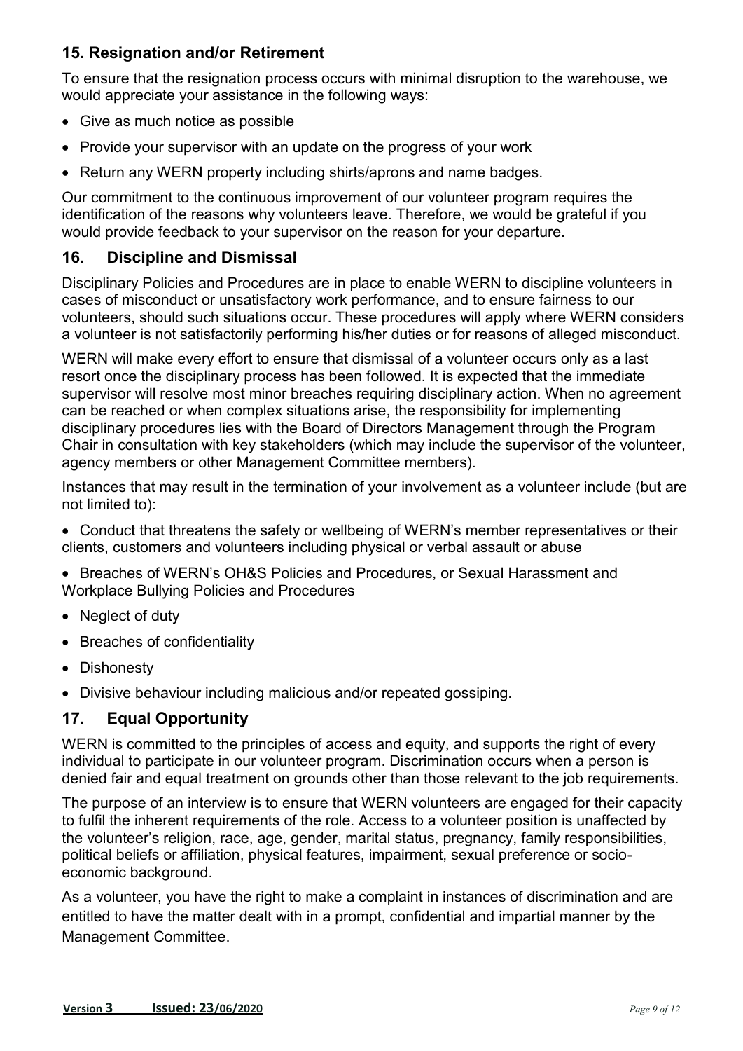## 15. Resignation and/or Retirement

To ensure that the resignation process occurs with minimal disruption to the warehouse, we would appreciate your assistance in the following ways:

- Give as much notice as possible
- Provide your supervisor with an update on the progress of your work
- Return any WERN property including shirts/aprons and name badges.

Our commitment to the continuous improvement of our volunteer program requires the identification of the reasons why volunteers leave. Therefore, we would be grateful if you would provide feedback to your supervisor on the reason for your departure.

## 16. Discipline and Dismissal

Disciplinary Policies and Procedures are in place to enable WERN to discipline volunteers in cases of misconduct or unsatisfactory work performance, and to ensure fairness to our volunteers, should such situations occur. These procedures will apply where WERN considers a volunteer is not satisfactorily performing his/her duties or for reasons of alleged misconduct.

WERN will make every effort to ensure that dismissal of a volunteer occurs only as a last resort once the disciplinary process has been followed. It is expected that the immediate supervisor will resolve most minor breaches requiring disciplinary action. When no agreement can be reached or when complex situations arise, the responsibility for implementing disciplinary procedures lies with the Board of Directors Management through the Program Chair in consultation with key stakeholders (which may include the supervisor of the volunteer, agency members or other Management Committee members).

Instances that may result in the termination of your involvement as a volunteer include (but are not limited to):

- Conduct that threatens the safety or wellbeing of WERN's member representatives or their clients, customers and volunteers including physical or verbal assault or abuse
- Breaches of WERN's OH&S Policies and Procedures, or Sexual Harassment and Workplace Bullying Policies and Procedures
- Neglect of duty
- Breaches of confidentiality
- Dishonesty
- Divisive behaviour including malicious and/or repeated gossiping.

## 17. Equal Opportunity

WERN is committed to the principles of access and equity, and supports the right of every individual to participate in our volunteer program. Discrimination occurs when a person is denied fair and equal treatment on grounds other than those relevant to the job requirements.

The purpose of an interview is to ensure that WERN volunteers are engaged for their capacity to fulfil the inherent requirements of the role. Access to a volunteer position is unaffected by the volunteer's religion, race, age, gender, marital status, pregnancy, family responsibilities, political beliefs or affiliation, physical features, impairment, sexual preference or socio-economic background.

As a volunteer, you have the right to make a complaint in instances of discrimination and are entitled to have the matter dealt with in a prompt, confidential and impartial manner by the Management Committee.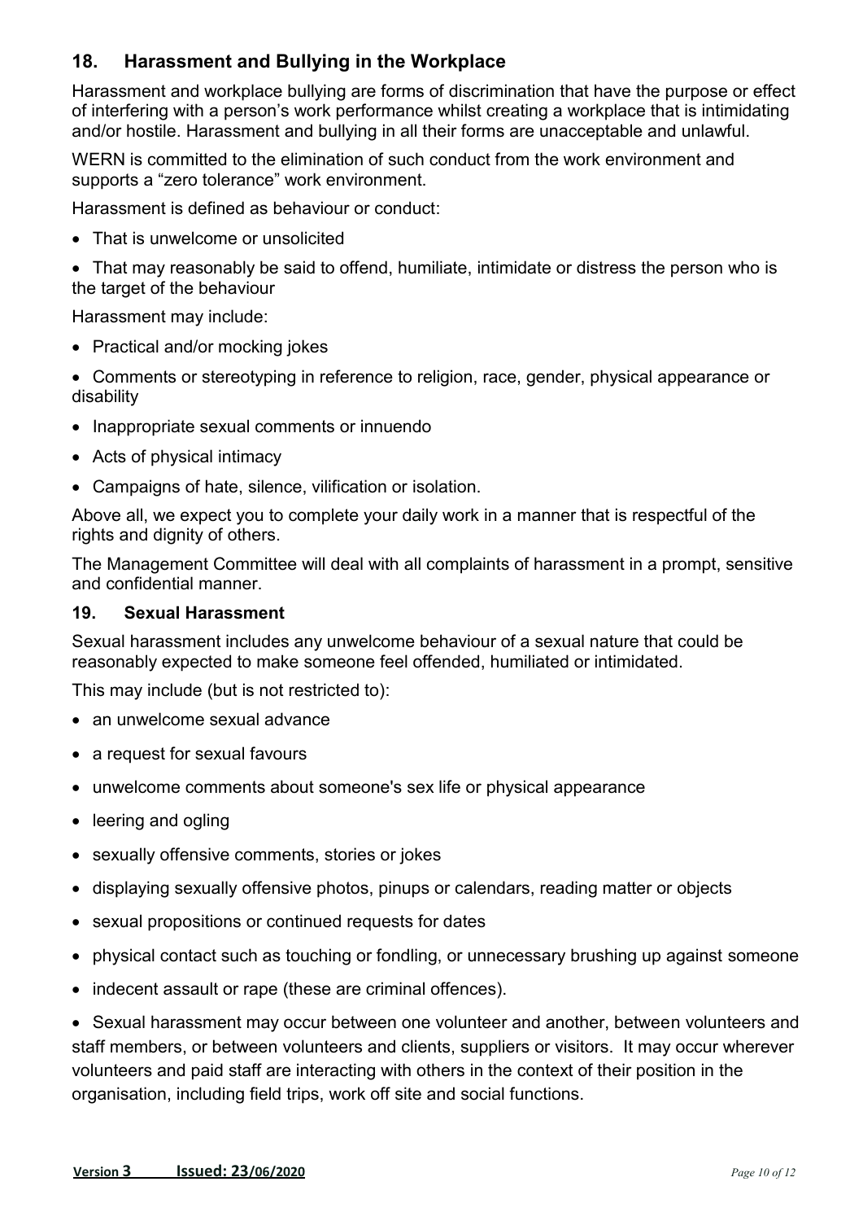## 18. Harassment and Bullying in the Workplace

Harassment and workplace bullying are forms of discrimination that have the purpose or effect of interfering with a person's work performance whilst creating a workplace that is intimidating and/or hostile. Harassment and bullying in all their forms are unacceptable and unlawful.

WERN is committed to the elimination of such conduct from the work environment and supports a "zero tolerance" work environment.

Harassment is defined as behaviour or conduct:

- That is unwelcome or unsolicited
- That may reasonably be said to offend, humiliate, intimidate or distress the person who is the target of the behaviour

Harassment may include:

- Practical and/or mocking jokes
- Comments or stereotyping in reference to religion, race, gender, physical appearance or disability
- Inappropriate sexual comments or innuendo
- Acts of physical intimacy
- Campaigns of hate, silence, vilification or isolation.

Above all, we expect you to complete your daily work in a manner that is respectful of the rights and dignity of others.

The Management Committee will deal with all complaints of harassment in a prompt, sensitive and confidential manner.

### 19. Sexual Harassment

Sexual harassment includes any unwelcome behaviour of a sexual nature that could be reasonably expected to make someone feel offended, humiliated or intimidated.

This may include (but is not restricted to):

- an unwelcome sexual advance
- a request for sexual favours
- unwelcome comments about someone's sex life or physical appearance
- leering and ogling
- sexually offensive comments, stories or jokes
- displaying sexually offensive photos, pinups or calendars, reading matter or objects
- sexual propositions or continued requests for dates
- physical contact such as touching or fondling, or unnecessary brushing up against someone
- indecent assault or rape (these are criminal offences).
- Sexual harassment may occur between one volunteer and another, between volunteers and staff members, or between volunteers and clients, suppliers or visitors. It may occur wherever volunteers and paid staff are interacting with others in the context of their position in the organisation, including field trips, work off site and social functions.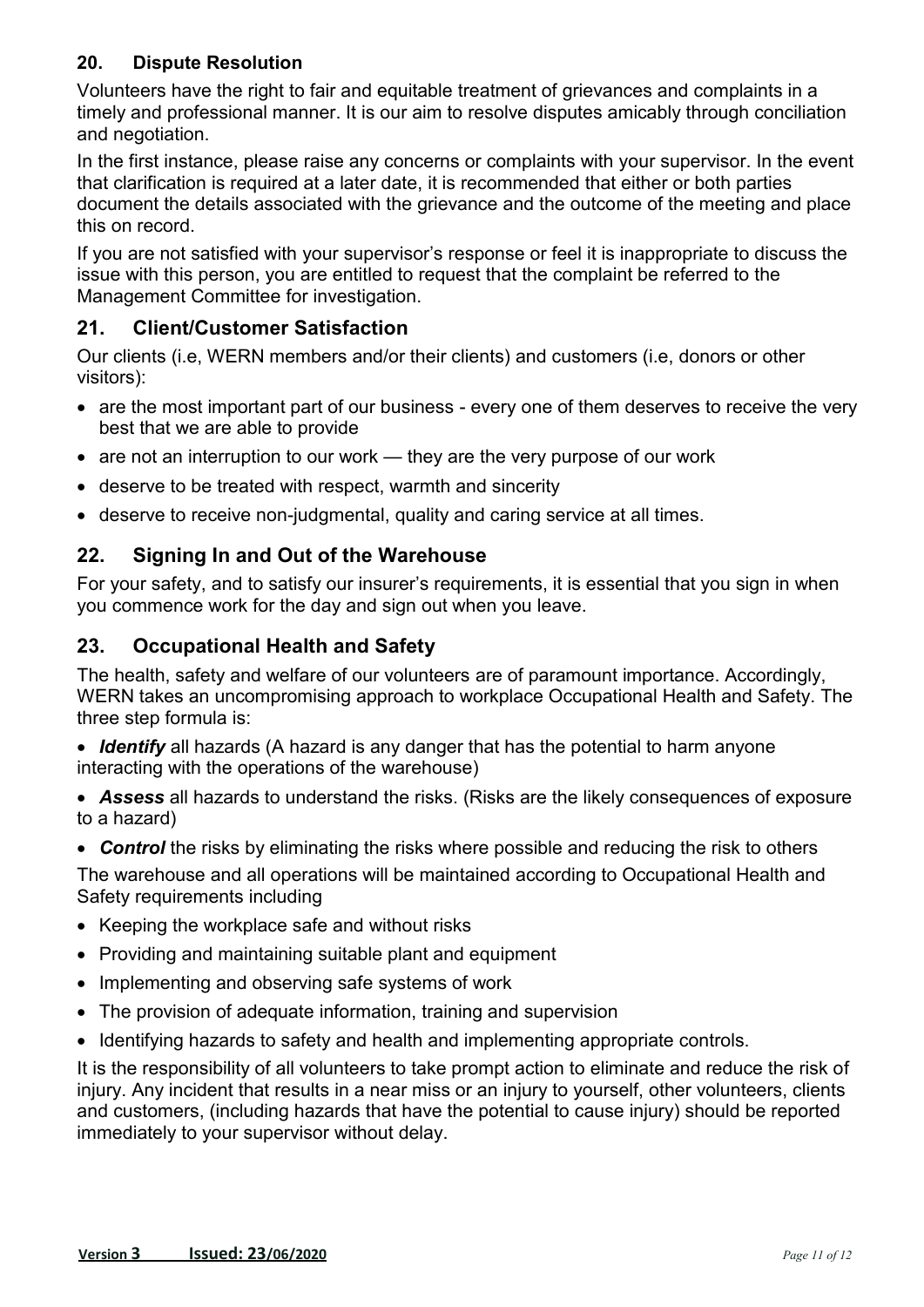## 20. Dispute Resolution

Volunteers have the right to fair and equitable treatment of grievances and complaints in a timely and professional manner. It is our aim to resolve disputes amicably through conciliation and negotiation.

In the first instance, please raise any concerns or complaints with your supervisor. In the event that clarification is required at a later date, it is recommended that either or both parties document the details associated with the grievance and the outcome of the meeting and place this on record.

If you are not satisfied with your supervisor's response or feel it is inappropriate to discuss the issue with this person, you are entitled to request that the complaint be referred to the Management Committee for investigation.

## 21. Client/Customer Satisfaction

Our clients (i.e, WERN members and/or their clients) and customers (i.e, donors or other visitors):

- are the most important part of our business - every one of them deserves to receive the very best that we are able to provide
- are not an interruption to our work — they are the very purpose of our work
- deserve to be treated with respect, warmth and sincerity
- deserve to receive non-judgmental, quality and caring service at all times.

## 22. Signing In and Out of the Warehouse

For your safety, and to satisfy our insurer's requirements, it is essential that you sign in when you commence work for the day and sign out when you leave.

## 23. Occupational Health and Safety

The health, safety and welfare of our volunteers are of paramount importance. Accordingly, WERN takes an uncompromising approach to workplace Occupational Health and Safety. The three step formula is:

- ***Identify*** all hazards (A hazard is any danger that has the potential to harm anyone interacting with the operations of the warehouse)
- ***Assess*** all hazards to understand the risks. (Risks are the likely consequences of exposure to a hazard)
- ***Control*** the risks by eliminating the risks where possible and reducing the risk to others

The warehouse and all operations will be maintained according to Occupational Health and Safety requirements including

- Keeping the workplace safe and without risks
- Providing and maintaining suitable plant and equipment
- Implementing and observing safe systems of work
- The provision of adequate information, training and supervision
- Identifying hazards to safety and health and implementing appropriate controls.

It is the responsibility of all volunteers to take prompt action to eliminate and reduce the risk of injury. Any incident that results in a near miss or an injury to yourself, other volunteers, clients and customers, (including hazards that have the potential to cause injury) should be reported immediately to your supervisor without delay.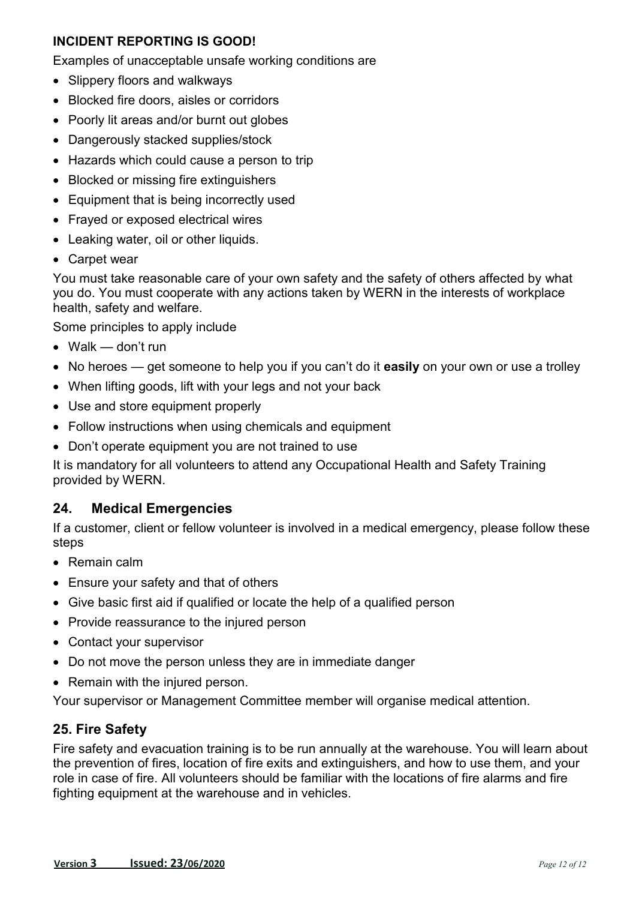**INCIDENT REPORTING IS GOOD!**

Examples of unacceptable unsafe working conditions are

- Slippery floors and walkways
- Blocked fire doors, aisles or corridors
- Poorly lit areas and/or burnt out globes
- Dangerously stacked supplies/stock
- Hazards which could cause a person to trip
- Blocked or missing fire extinguishers
- Equipment that is being incorrectly used
- Frayed or exposed electrical wires
- Leaking water, oil or other liquids.
- Carpet wear

You must take reasonable care of your own safety and the safety of others affected by what you do. You must cooperate with any actions taken by WERN in the interests of workplace health, safety and welfare.

Some principles to apply include

- Walk — don't run
- No heroes — get someone to help you if you can't do it **easily** on your own or use a trolley
- When lifting goods, lift with your legs and not your back
- Use and store equipment properly
- Follow instructions when using chemicals and equipment
- Don't operate equipment you are not trained to use

It is mandatory for all volunteers to attend any Occupational Health and Safety Training provided by WERN.

## 24. Medical Emergencies

If a customer, client or fellow volunteer is involved in a medical emergency, please follow these steps

- Remain calm
- Ensure your safety and that of others
- Give basic first aid if qualified or locate the help of a qualified person
- Provide reassurance to the injured person
- Contact your supervisor
- Do not move the person unless they are in immediate danger
- Remain with the injured person.

Your supervisor or Management Committee member will organise medical attention.

## 25. Fire Safety

Fire safety and evacuation training is to be run annually at the warehouse. You will learn about the prevention of fires, location of fire exits and extinguishers, and how to use them, and your role in case of fire. All volunteers should be familiar with the locations of fire alarms and fire fighting equipment at the warehouse and in vehicles.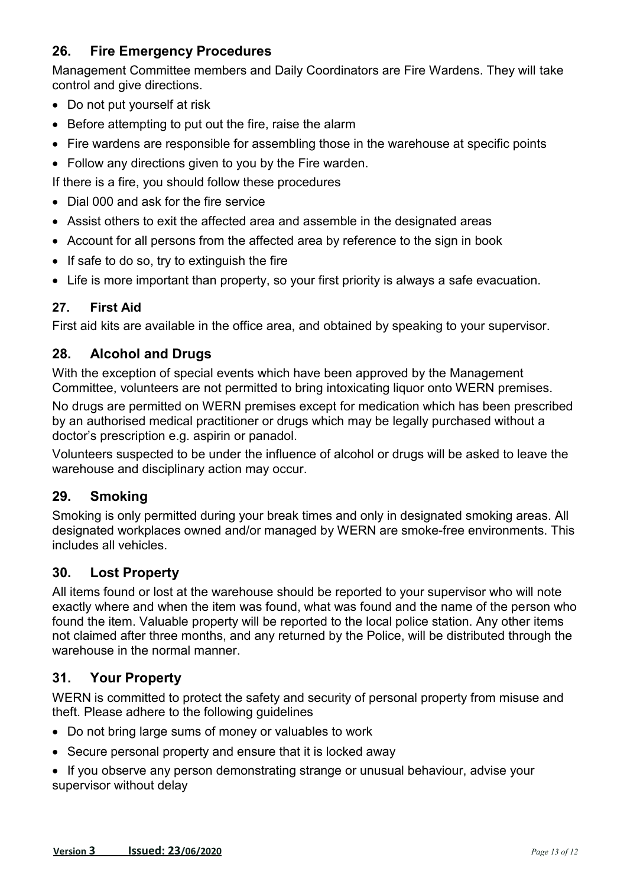## 26. Fire Emergency Procedures

Management Committee members and Daily Coordinators are Fire Wardens. They will take control and give directions.

- Do not put yourself at risk
- Before attempting to put out the fire, raise the alarm
- Fire wardens are responsible for assembling those in the warehouse at specific points
- Follow any directions given to you by the Fire warden.

If there is a fire, you should follow these procedures

- Dial 000 and ask for the fire service
- Assist others to exit the affected area and assemble in the designated areas
- Account for all persons from the affected area by reference to the sign in book
- If safe to do so, try to extinguish the fire
- Life is more important than property, so your first priority is always a safe evacuation.

### 27. First Aid

First aid kits are available in the office area, and obtained by speaking to your supervisor.

## 28. Alcohol and Drugs

With the exception of special events which have been approved by the Management Committee, volunteers are not permitted to bring intoxicating liquor onto WERN premises.

No drugs are permitted on WERN premises except for medication which has been prescribed by an authorised medical practitioner or drugs which may be legally purchased without a doctor's prescription e.g. aspirin or panadol.

Volunteers suspected to be under the influence of alcohol or drugs will be asked to leave the warehouse and disciplinary action may occur.

## 29. Smoking

Smoking is only permitted during your break times and only in designated smoking areas. All designated workplaces owned and/or managed by WERN are smoke-free environments. This includes all vehicles.

## 30. Lost Property

All items found or lost at the warehouse should be reported to your supervisor who will note exactly where and when the item was found, what was found and the name of the person who found the item. Valuable property will be reported to the local police station. Any other items not claimed after three months, and any returned by the Police, will be distributed through the warehouse in the normal manner.

## 31. Your Property

WERN is committed to protect the safety and security of personal property from misuse and theft. Please adhere to the following guidelines

- Do not bring large sums of money or valuables to work
- Secure personal property and ensure that it is locked away
- If you observe any person demonstrating strange or unusual behaviour, advise your supervisor without delay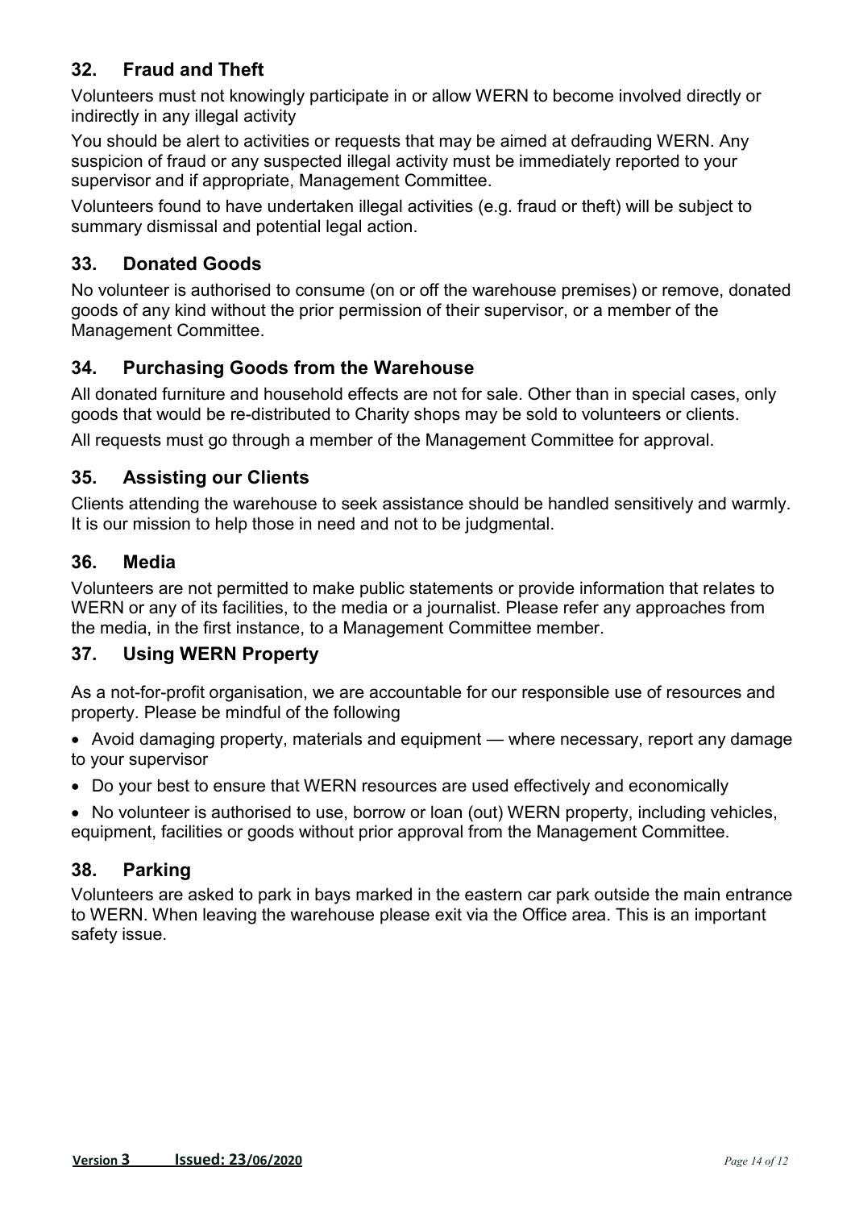## 32. Fraud and Theft

Volunteers must not knowingly participate in or allow WERN to become involved directly or indirectly in any illegal activity

You should be alert to activities or requests that may be aimed at defrauding WERN. Any suspicion of fraud or any suspected illegal activity must be immediately reported to your supervisor and if appropriate, Management Committee.

Volunteers found to have undertaken illegal activities (e.g. fraud or theft) will be subject to summary dismissal and potential legal action.

## 33. Donated Goods

No volunteer is authorised to consume (on or off the warehouse premises) or remove, donated goods of any kind without the prior permission of their supervisor, or a member of the Management Committee.

## 34. Purchasing Goods from the Warehouse

All donated furniture and household effects are not for sale. Other than in special cases, only goods that would be re-distributed to Charity shops may be sold to volunteers or clients.

All requests must go through a member of the Management Committee for approval.

## 35. Assisting our Clients

Clients attending the warehouse to seek assistance should be handled sensitively and warmly. It is our mission to help those in need and not to be judgmental.

## 36. Media

Volunteers are not permitted to make public statements or provide information that relates to WERN or any of its facilities, to the media or a journalist. Please refer any approaches from the media, in the first instance, to a Management Committee member.

## 37. Using WERN Property

As a not-for-profit organisation, we are accountable for our responsible use of resources and property. Please be mindful of the following

- Avoid damaging property, materials and equipment — where necessary, report any damage to your supervisor
- Do your best to ensure that WERN resources are used effectively and economically
- No volunteer is authorised to use, borrow or loan (out) WERN property, including vehicles, equipment, facilities or goods without prior approval from the Management Committee.

## 38. Parking

Volunteers are asked to park in bays marked in the eastern car park outside the main entrance to WERN. When leaving the warehouse please exit via the Office area. This is an important safety issue.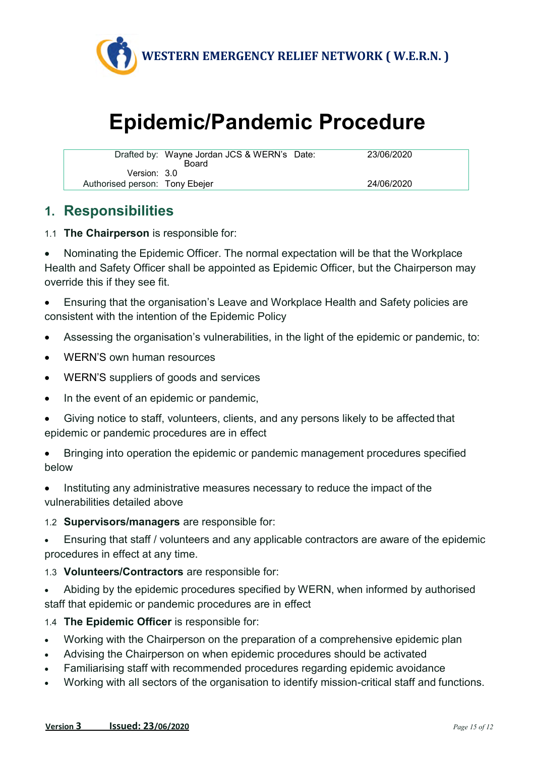**WESTERN EMERGENCY RELIEF NETWORK ( W.E.R.N. )**

# Epidemic/Pandemic Procedure

| Drafted by: | Wayne Jordan JCS & WERN's Board | Date: | 23/06/2020 |
|---|---|---|---|
| Version: | 3.0 | | |
| Authorised person: | Tony Ebejer | | 24/06/2020 |

## 1. Responsibilities

1.1 **The Chairperson** is responsible for:

- Nominating the Epidemic Officer. The normal expectation will be that the Workplace Health and Safety Officer shall be appointed as Epidemic Officer, but the Chairperson may override this if they see fit.
- Ensuring that the organisation's Leave and Workplace Health and Safety policies are consistent with the intention of the Epidemic Policy
- Assessing the organisation's vulnerabilities, in the light of the epidemic or pandemic, to:
- WERN'S own human resources
- WERN'S suppliers of goods and services
- In the event of an epidemic or pandemic,
- Giving notice to staff, volunteers, clients, and any persons likely to be affected that epidemic or pandemic procedures are in effect
- Bringing into operation the epidemic or pandemic management procedures specified below
- Instituting any administrative measures necessary to reduce the impact of the vulnerabilities detailed above

1.2 **Supervisors/managers** are responsible for:

- Ensuring that staff / volunteers and any applicable contractors are aware of the epidemic procedures in effect at any time.

1.3 **Volunteers/Contractors** are responsible for:

- Abiding by the epidemic procedures specified by WERN, when informed by authorised staff that epidemic or pandemic procedures are in effect

1.4 **The Epidemic Officer** is responsible for:

- Working with the Chairperson on the preparation of a comprehensive epidemic plan
- Advising the Chairperson on when epidemic procedures should be activated
- Familiarising staff with recommended procedures regarding epidemic avoidance
- Working with all sectors of the organisation to identify mission-critical staff and functions.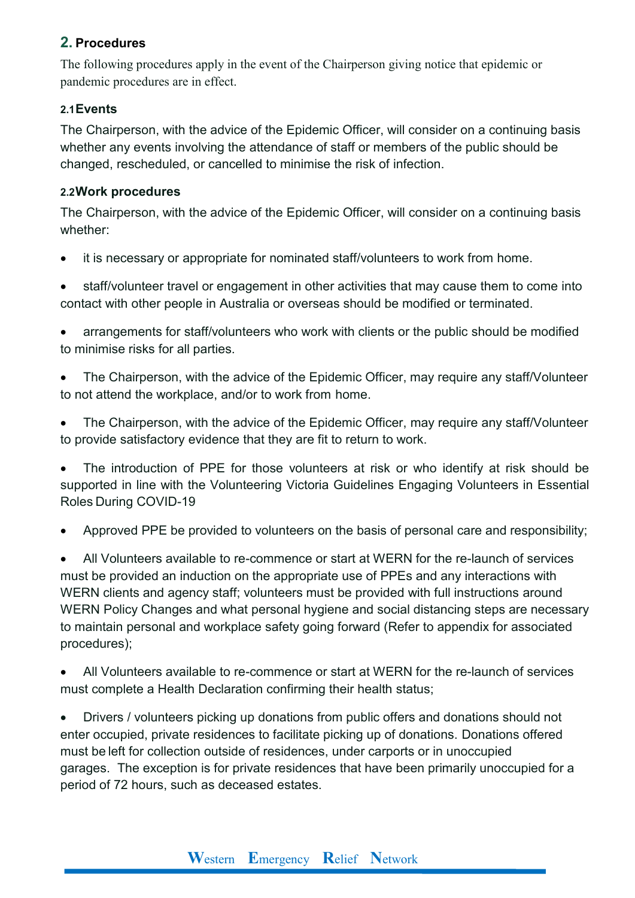## 2. Procedures

The following procedures apply in the event of the Chairperson giving notice that epidemic or pandemic procedures are in effect.

### 2.1 Events

The Chairperson, with the advice of the Epidemic Officer, will consider on a continuing basis whether any events involving the attendance of staff or members of the public should be changed, rescheduled, or cancelled to minimise the risk of infection.

### 2.2 Work procedures

The Chairperson, with the advice of the Epidemic Officer, will consider on a continuing basis whether:

- it is necessary or appropriate for nominated staff/volunteers to work from home.
- staff/volunteer travel or engagement in other activities that may cause them to come into contact with other people in Australia or overseas should be modified or terminated.
- arrangements for staff/volunteers who work with clients or the public should be modified to minimise risks for all parties.
- The Chairperson, with the advice of the Epidemic Officer, may require any staff/Volunteer to not attend the workplace, and/or to work from home.
- The Chairperson, with the advice of the Epidemic Officer, may require any staff/Volunteer to provide satisfactory evidence that they are fit to return to work.
- The introduction of PPE for those volunteers at risk or who identify at risk should be supported in line with the Volunteering Victoria Guidelines Engaging Volunteers in Essential Roles During COVID-19
- Approved PPE be provided to volunteers on the basis of personal care and responsibility;
- All Volunteers available to re-commence or start at WERN for the re-launch of services must be provided an induction on the appropriate use of PPEs and any interactions with WERN clients and agency staff; volunteers must be provided with full instructions around WERN Policy Changes and what personal hygiene and social distancing steps are necessary to maintain personal and workplace safety going forward (Refer to appendix for associated procedures);
- All Volunteers available to re-commence or start at WERN for the re-launch of services must complete a Health Declaration confirming their health status;
- Drivers / volunteers picking up donations from public offers and donations should not enter occupied, private residences to facilitate picking up of donations. Donations offered must be left for collection outside of residences, under carports or in unoccupied garages. The exception is for private residences that have been primarily unoccupied for a period of 72 hours, such as deceased estates.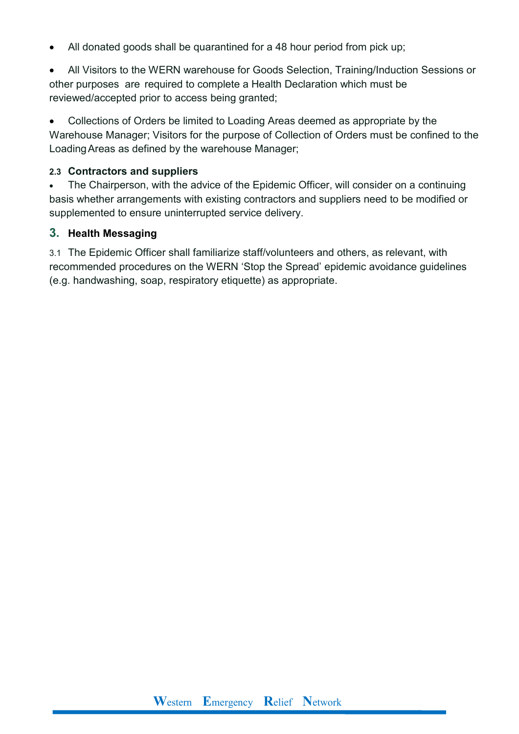- All donated goods shall be quarantined for a 48 hour period from pick up;
- All Visitors to the WERN warehouse for Goods Selection, Training/Induction Sessions or other purposes are required to complete a Health Declaration which must be reviewed/accepted prior to access being granted;
- Collections of Orders be limited to Loading Areas deemed as appropriate by the Warehouse Manager; Visitors for the purpose of Collection of Orders must be confined to the Loading Areas as defined by the warehouse Manager;

### 2.3 Contractors and suppliers

- The Chairperson, with the advice of the Epidemic Officer, will consider on a continuing basis whether arrangements with existing contractors and suppliers need to be modified or supplemented to ensure uninterrupted service delivery.

## 3. Health Messaging

3.1 The Epidemic Officer shall familiarize staff/volunteers and others, as relevant, with recommended procedures on the WERN 'Stop the Spread' epidemic avoidance guidelines (e.g. handwashing, soap, respiratory etiquette) as appropriate.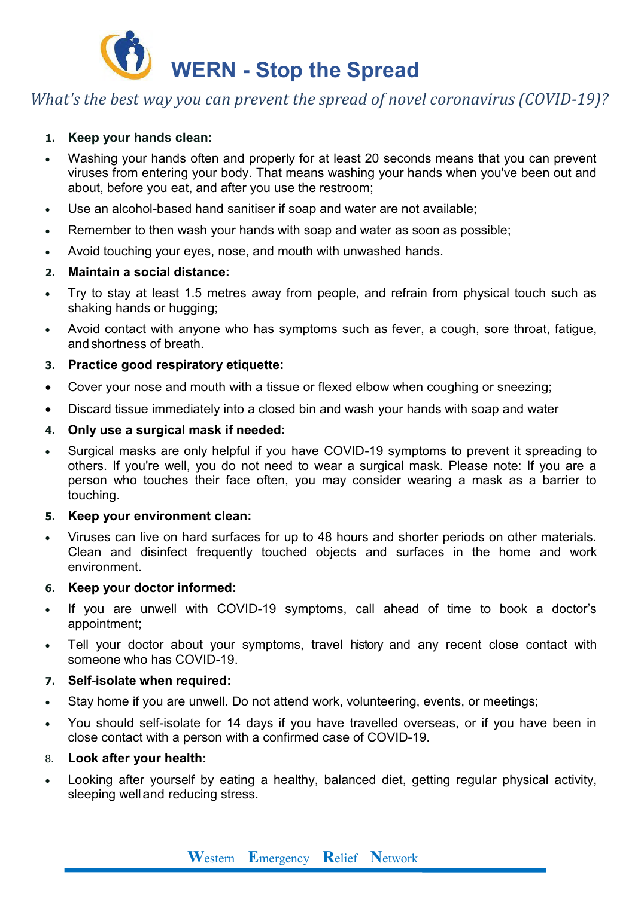# WERN - Stop the Spread

*What's the best way you can prevent the spread of novel coronavirus (COVID-19)?*

1. **Keep your hands clean:**

- Washing your hands often and properly for at least 20 seconds means that you can prevent viruses from entering your body. That means washing your hands when you've been out and about, before you eat, and after you use the restroom;
- Use an alcohol-based hand sanitiser if soap and water are not available;
- Remember to then wash your hands with soap and water as soon as possible;
- Avoid touching your eyes, nose, and mouth with unwashed hands.

2. **Maintain a social distance:**

- Try to stay at least 1.5 metres away from people, and refrain from physical touch such as shaking hands or hugging;
- Avoid contact with anyone who has symptoms such as fever, a cough, sore throat, fatigue, and shortness of breath.

3. **Practice good respiratory etiquette:**

- Cover your nose and mouth with a tissue or flexed elbow when coughing or sneezing;
- Discard tissue immediately into a closed bin and wash your hands with soap and water

4. **Only use a surgical mask if needed:**

- Surgical masks are only helpful if you have COVID-19 symptoms to prevent it spreading to others. If you're well, you do not need to wear a surgical mask. Please note: If you are a person who touches their face often, you may consider wearing a mask as a barrier to touching.

5. **Keep your environment clean:**

- Viruses can live on hard surfaces for up to 48 hours and shorter periods on other materials. Clean and disinfect frequently touched objects and surfaces in the home and work environment.

6. **Keep your doctor informed:**

- If you are unwell with COVID-19 symptoms, call ahead of time to book a doctor's appointment;
- Tell your doctor about your symptoms, travel history and any recent close contact with someone who has COVID-19.

7. **Self-isolate when required:**

- Stay home if you are unwell. Do not attend work, volunteering, events, or meetings;
- You should self-isolate for 14 days if you have travelled overseas, or if you have been in close contact with a person with a confirmed case of COVID-19.

8. **Look after your health:**

- Looking after yourself by eating a healthy, balanced diet, getting regular physical activity, sleeping well and reducing stress.

Western Emergency Relief Network